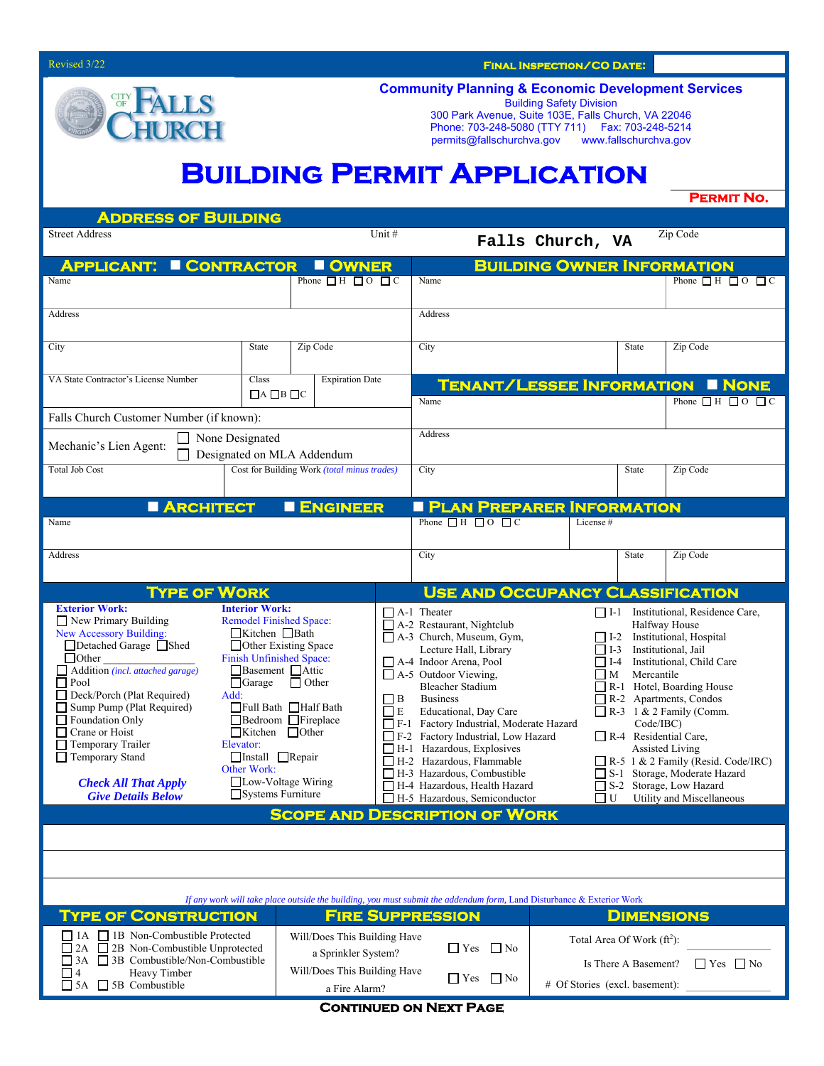Revised 3/22

**FINAL INSPECTION/CO DATE:**

CITY OF FALLS CHURCH

**Community Planning & Economic Development Services**
Building Safety Division
300 Park Avenue, Suite 103E, Falls Church, VA 22046
Phone: 703-248-5080 (TTY 711) Fax: 703-248-5214
permits@fallschurchva.gov www.fallschurchva.gov

# BUILDING PERMIT APPLICATION

**PERMIT NO.**

## ADDRESS OF BUILDING

| Street Address | Unit # | Falls Church, VA | Zip Code |
|---|---|---|---|

## APPLICANT: ☐ CONTRACTOR ☐ OWNER

| Name | | Phone ☐ H ☐ O ☐ C |
|---|---|---|
| Address | | |
| City | State | Zip Code |
| VA State Contractor's License Number | Class ☐A ☐B ☐C | Expiration Date |

Falls Church Customer Number (if known):

Mechanic's Lien Agent: ☐ None Designated ☐ Designated on MLA Addendum

| Total Job Cost | Cost for Building Work *(total minus trades)* |
|---|---|

## BUILDING OWNER INFORMATION

| Name | | Phone ☐ H ☐ O ☐ C |
|---|---|---|
| Address | | |
| City | State | Zip Code |

## TENANT/LESSEE INFORMATION ☐ NONE

| Name | | Phone ☐ H ☐ O ☐ C |
|---|---|---|
| Address | | |
| City | State | Zip Code |

## ☐ ARCHITECT ☐ ENGINEER ☐ PLAN PREPARER INFORMATION

| Name | Phone ☐ H ☐ O ☐ C | License # | |
|---|---|---|---|
| Address | City | State | Zip Code |

## TYPE OF WORK

**Exterior Work:**
- ☐ New Primary Building
- New Accessory Building:
  - ☐ Detached Garage ☐ Shed
  - ☐ Other ________
- ☐ Addition *(incl. attached garage)*
- ☐ Pool
- ☐ Deck/Porch (Plat Required)
- ☐ Sump Pump (Plat Required)
- ☐ Foundation Only
- ☐ Crane or Hoist
- ☐ Temporary Trailer
- ☐ Temporary Stand

**Interior Work:**
- Remodel Finished Space:
  - ☐ Kitchen ☐ Bath
  - ☐ Other Existing Space
- Finish Unfinished Space:
  - ☐ Basement ☐ Attic
  - ☐ Garage ☐ Other
- Add:
  - ☐ Full Bath ☐ Half Bath
  - ☐ Bedroom ☐ Fireplace
  - ☐ Kitchen ☐ Other
- Elevator:
  - ☐ Install ☐ Repair
- Other Work:
  - ☐ Low-Voltage Wiring
  - ☐ Systems Furniture

***Check All That Apply***
***Give Details Below***

## USE AND OCCUPANCY CLASSIFICATION

- ☐ A-1 Theater
- ☐ A-2 Restaurant, Nightclub
- ☐ A-3 Church, Museum, Gym, Lecture Hall, Library
- ☐ A-4 Indoor Arena, Pool
- ☐ A-5 Outdoor Viewing, Bleacher Stadium
- ☐ B Business
- ☐ E Educational, Day Care
- ☐ F-1 Factory Industrial, Moderate Hazard
- ☐ F-2 Factory Industrial, Low Hazard
- ☐ H-1 Hazardous, Explosives
- ☐ H-2 Hazardous, Flammable
- ☐ H-3 Hazardous, Combustible
- ☐ H-4 Hazardous, Health Hazard
- ☐ H-5 Hazardous, Semiconductor
- ☐ I-1 Institutional, Residence Care, Halfway House
- ☐ I-2 Institutional, Hospital
- ☐ I-3 Institutional, Jail
- ☐ I-4 Institutional, Child Care
- ☐ M Mercantile
- ☐ R-1 Hotel, Boarding House
- ☐ R-2 Apartments, Condos
- ☐ R-3 1 & 2 Family (Comm. Code/IBC)
- ☐ R-4 Residential Care, Assisted Living
- ☐ R-5 1 & 2 Family (Resid. Code/IRC)
- ☐ S-1 Storage, Moderate Hazard
- ☐ S-2 Storage, Low Hazard
- ☐ U Utility and Miscellaneous

## SCOPE AND DESCRIPTION OF WORK

*If any work will take place outside the building, you must submit the addendum form,* Land Disturbance & Exterior Work

## TYPE OF CONSTRUCTION

- ☐ 1A ☐ 1B Non-Combustible Protected
- ☐ 2A ☐ 2B Non-Combustible Unprotected
- ☐ 3A ☐ 3B Combustible/Non-Combustible
- ☐ 4 Heavy Timber
- ☐ 5A ☐ 5B Combustible

## FIRE SUPPRESSION

| | |
|---|---|
| Will/Does This Building Have a Sprinkler System? | ☐ Yes ☐ No |
| Will/Does This Building Have a Fire Alarm? | ☐ Yes ☐ No |

## DIMENSIONS

Total Area Of Work ($ft^2$): ________

Is There A Basement? ☐ Yes ☐ No

# Of Stories (excl. basement): ________

**CONTINUED ON NEXT PAGE**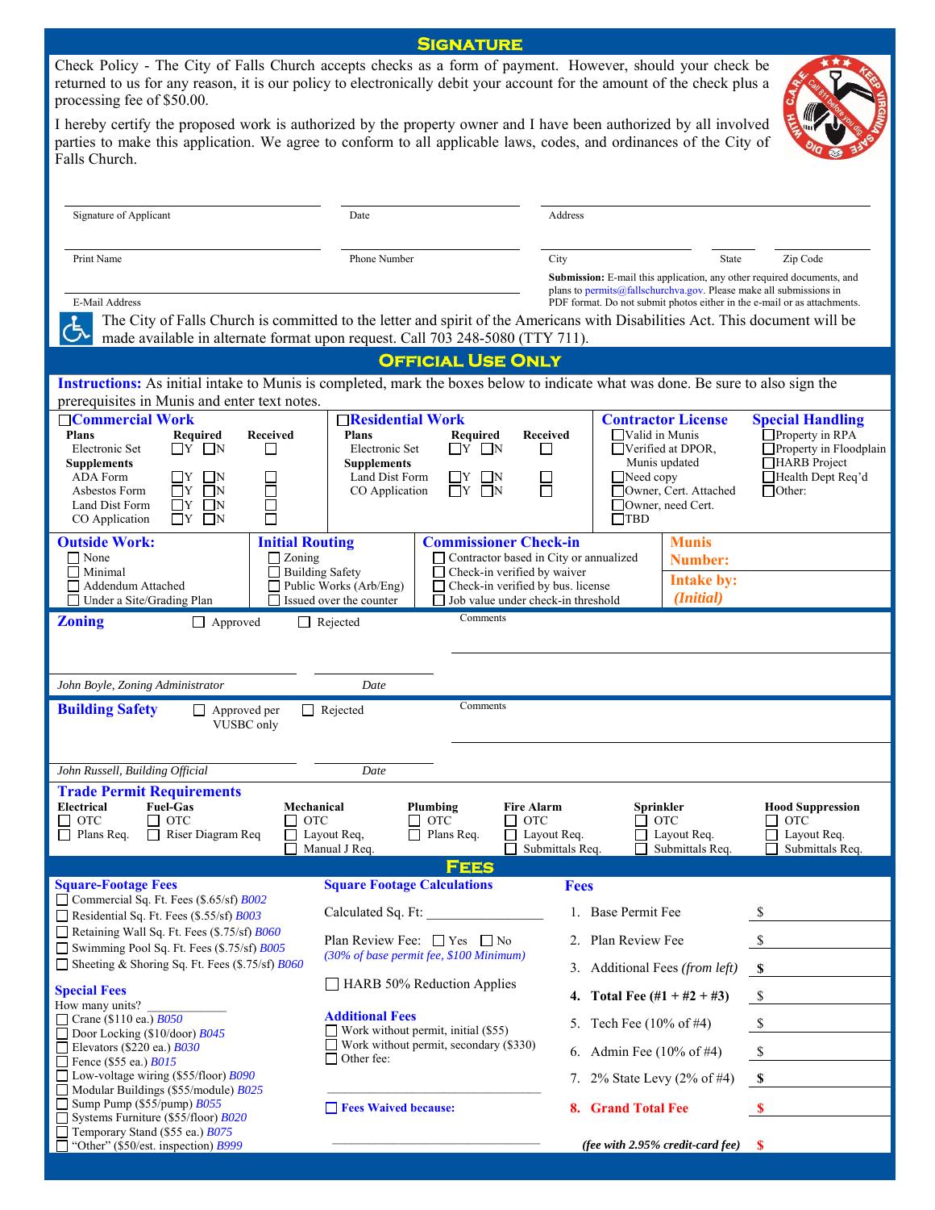## SIGNATURE

Check Policy - The City of Falls Church accepts checks as a form of payment. However, should your check be returned to us for any reason, it is our policy to electronically debit your account for the amount of the check plus a processing fee of $50.00.

I hereby certify the proposed work is authorized by the property owner and I have been authorized by all involved parties to make this application. We agree to conform to all applicable laws, codes, and ordinances of the City of Falls Church.

Signature of Applicant ____________ Date ____________ Address ____________

Print Name ____________ Phone Number ____________ City ____________ State ____ Zip Code ____

E-Mail Address ____________

**Submission:** E-mail this application, any other required documents, and plans to permits@fallschurchva.gov. Please make all submissions in PDF format. Do not submit photos either in the e-mail or as attachments.

The City of Falls Church is committed to the letter and spirit of the Americans with Disabilities Act. This document will be made available in alternate format upon request. Call 703 248-5080 (TTY 711).

## OFFICIAL USE ONLY

**Instructions:** As initial intake to Munis is completed, mark the boxes below to indicate what was done. Be sure to also sign the prerequisites in Munis and enter text notes.

**☐ Commercial Work**

| Plans | Required | Received |
|---|---|---|
| Electronic Set | ☐Y ☐N | ☐ |
| **Supplements** | | |
| ADA Form | ☐Y ☐N | ☐ |
| Asbestos Form | ☐Y ☐N | ☐ |
| Land Dist Form | ☐Y ☐N | ☐ |
| CO Application | ☐Y ☐N | ☐ |

**☐ Residential Work**

| Plans | Required | Received |
|---|---|---|
| Electronic Set | ☐Y ☐N | ☐ |
| **Supplements** | | |
| Land Dist Form | ☐Y ☐N | ☐ |
| CO Application | ☐Y ☐N | ☐ |

**Contractor License**
- ☐ Valid in Munis
- ☐ Verified at DPOR, Munis updated
- ☐ Need copy
- ☐ Owner, Cert. Attached
- ☐ Owner, need Cert.
- ☐ TBD

**Special Handling**
- ☐ Property in RPA
- ☐ Property in Floodplain
- ☐ HARB Project
- ☐ Health Dept Req'd
- ☐ Other:

**Outside Work:**
- ☐ None
- ☐ Minimal
- ☐ Addendum Attached
- ☐ Under a Site/Grading Plan

**Initial Routing**
- ☐ Zoning
- ☐ Building Safety
- ☐ Public Works (Arb/Eng)
- ☐ Issued over the counter

**Commissioner Check-in**
- ☐ Contractor based in City or annualized
- ☐ Check-in verified by waiver
- ☐ Check-in verified by bus. license
- ☐ Job value under check-in threshold

**Munis Number:**

**Intake by:** *(Initial)*

**Zoning** ☐ Approved ☐ Rejected Comments

*John Boyle, Zoning Administrator* ____________ *Date* ____________

**Building Safety** ☐ Approved per VUSBC only ☐ Rejected Comments

*John Russell, Building Official* ____________ *Date* ____________

**Trade Permit Requirements**

| Electrical | Fuel-Gas | Mechanical | Plumbing | Fire Alarm | Sprinkler | Hood Suppression |
|---|---|---|---|---|---|---|
| ☐ OTC | ☐ OTC | ☐ OTC | ☐ OTC | ☐ OTC | ☐ OTC | ☐ OTC |
| ☐ Plans Req. | ☐ Riser Diagram Req | ☐ Layout Req, | ☐ Plans Req. | ☐ Layout Req. | ☐ Layout Req. | ☐ Layout Req. |
| | | ☐ Manual J Req. | | ☐ Submittals Req. | ☐ Submittals Req. | ☐ Submittals Req. |

## FEES

**Square-Footage Fees**
- ☐ Commercial Sq. Ft. Fees ($.65/sf) *B002*
- ☐ Residential Sq. Ft. Fees ($.55/sf) *B003*
- ☐ Retaining Wall Sq. Ft. Fees ($.75/sf) *B060*
- ☐ Swimming Pool Sq. Ft. Fees ($.75/sf) *B005*
- ☐ Sheeting & Shoring Sq. Ft. Fees ($.75/sf) *B060*

**Special Fees**

How many units? ____________
- ☐ Crane ($110 ea.) *B050*
- ☐ Door Locking ($10/door) *B045*
- ☐ Elevators ($220 ea.) *B030*
- ☐ Fence ($55 ea.) *B015*
- ☐ Low-voltage wiring ($55/floor) *B090*
- ☐ Modular Buildings ($55/module) *B025*
- ☐ Sump Pump ($55/pump) *B055*
- ☐ Systems Furniture ($55/floor) *B020*
- ☐ Temporary Stand ($55 ea.) *B075*
- ☐ "Other" ($50/est. inspection) *B999*

**Square Footage Calculations**

Calculated Sq. Ft: ____________

Plan Review Fee: ☐ Yes ☐ No
*(30% of base permit fee, $100 Minimum)*

☐ HARB 50% Reduction Applies

**Additional Fees**
- ☐ Work without permit, initial ($55)
- ☐ Work without permit, secondary ($330)
- ☐ Other fee: ____________

☐ **Fees Waived because:** ____________

**Fees**

| | | |
|---|---|---|
| 1. | Base Permit Fee | $ |
| 2. | Plan Review Fee | $ |
| 3. | Additional Fees *(from left)* | **$** |
| **4.** | **Total Fee (#1 + #2 + #3)** | $ |
| 5. | Tech Fee (10% of #4) | $ |
| 6. | Admin Fee (10% of #4) | $ |
| 7. | 2% State Levy (2% of #4) | **$** |
| **8.** | **Grand Total Fee** | **$** |
| | ***(fee with 2.95% credit-card fee)*** | **$** |